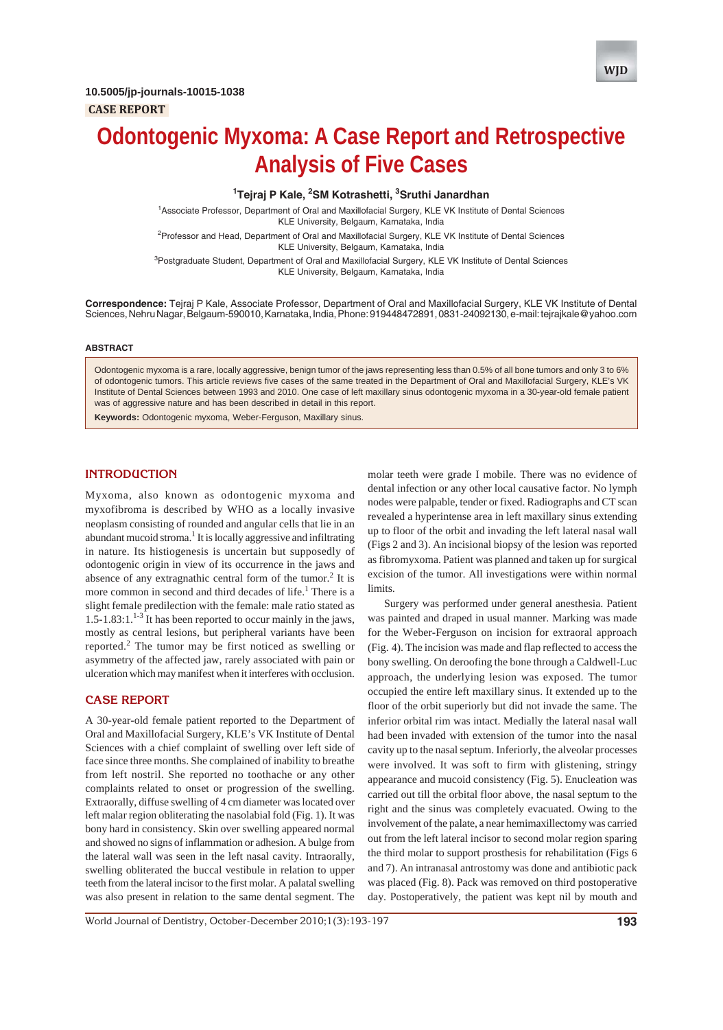10.5005/jp-journals-10015-1038

CASE REPORT

# Odontogenic Myxoma: A Case Report and Retrospective Analysis of Five Cases

[1]Tejraj P Kale, [2]SM Kotrashetti, [3]Sruthi Janardhan

[1]Associate Professor, Department of Oral and Maxillofacial Surgery, KLE VK Institute of Dental Sciences KLE University, Belgaum, Karnataka, India

[2]Professor and Head, Department of Oral and Maxillofacial Surgery, KLE VK Institute of Dental Sciences KLE University, Belgaum, Karnataka, India

[3]Postgraduate Student, Department of Oral and Maxillofacial Surgery, KLE VK Institute of Dental Sciences KLE University, Belgaum, Karnataka, India

**Correspondence:** Tejraj P Kale, Associate Professor, Department of Oral and Maxillofacial Surgery, KLE VK Institute of Dental Sciences, Nehru Nagar, Belgaum-590010, Karnataka, India, Phone: 919448472891, 0831-24092130, e-mail: tejrajkale@yahoo.com

## ABSTRACT

Odontogenic myxoma is a rare, locally aggressive, benign tumor of the jaws representing less than 0.5% of all bone tumors and only 3 to 6% of odontogenic tumors. This article reviews five cases of the same treated in the Department of Oral and Maxillofacial Surgery, KLE's VK Institute of Dental Sciences between 1993 and 2010. One case of left maxillary sinus odontogenic myxoma in a 30-year-old female patient was of aggressive nature and has been described in detail in this report.

**Keywords:** Odontogenic myxoma, Weber-Ferguson, Maxillary sinus.

## INTRODUCTION

Myxoma, also known as odontogenic myxoma and myxofibroma is described by WHO as a locally invasive neoplasm consisting of rounded and angular cells that lie in an abundant mucoid stroma.[1] It is locally aggressive and infiltrating in nature. Its histiogenesis is uncertain but supposedly of odontogenic origin in view of its occurrence in the jaws and absence of any extragnathic central form of the tumor.[2] It is more common in second and third decades of life.[1] There is a slight female predilection with the female: male ratio stated as 1.5-1.83:1.[1-3] It has been reported to occur mainly in the jaws, mostly as central lesions, but peripheral variants have been reported.[2] The tumor may be first noticed as swelling or asymmetry of the affected jaw, rarely associated with pain or ulceration which may manifest when it interferes with occlusion.

## CASE REPORT

A 30-year-old female patient reported to the Department of Oral and Maxillofacial Surgery, KLE's VK Institute of Dental Sciences with a chief complaint of swelling over left side of face since three months. She complained of inability to breathe from left nostril. She reported no toothache or any other complaints related to onset or progression of the swelling. Extraorally, diffuse swelling of 4 cm diameter was located over left malar region obliterating the nasolabial fold (Fig. 1). It was bony hard in consistency. Skin over swelling appeared normal and showed no signs of inflammation or adhesion. A bulge from the lateral wall was seen in the left nasal cavity. Intraorally, swelling obliterated the buccal vestibule in relation to upper teeth from the lateral incisor to the first molar. A palatal swelling was also present in relation to the same dental segment. The molar teeth were grade I mobile. There was no evidence of dental infection or any other local causative factor. No lymph nodes were palpable, tender or fixed. Radiographs and CT scan revealed a hyperintense area in left maxillary sinus extending up to floor of the orbit and invading the left lateral nasal wall (Figs 2 and 3). An incisional biopsy of the lesion was reported as fibromyxoma. Patient was planned and taken up for surgical excision of the tumor. All investigations were within normal limits.

Surgery was performed under general anesthesia. Patient was painted and draped in usual manner. Marking was made for the Weber-Ferguson incision for extraoral approach (Fig. 4). The incision was made and flap reflected to access the bony swelling. On deroofing the bone through a Caldwell-Luc approach, the underlying lesion was exposed. The tumor occupied the entire left maxillary sinus. It extended up to the floor of the orbit superiorly but did not invade the same. The inferior orbital rim was intact. Medially the lateral nasal wall had been invaded with extension of the tumor into the nasal cavity up to the nasal septum. Inferiorly, the alveolar processes were involved. It was soft to firm with glistening, stringy appearance and mucoid consistency (Fig. 5). Enucleation was carried out till the orbital floor above, the nasal septum to the right and the sinus was completely evacuated. Owing to the involvement of the palate, a near hemimaxillectomy was carried out from the left lateral incisor to second molar region sparing the third molar to support prosthesis for rehabilitation (Figs 6 and 7). An intranasal antrostomy was done and antibiotic pack was placed (Fig. 8). Pack was removed on third postoperative day. Postoperatively, the patient was kept nil by mouth and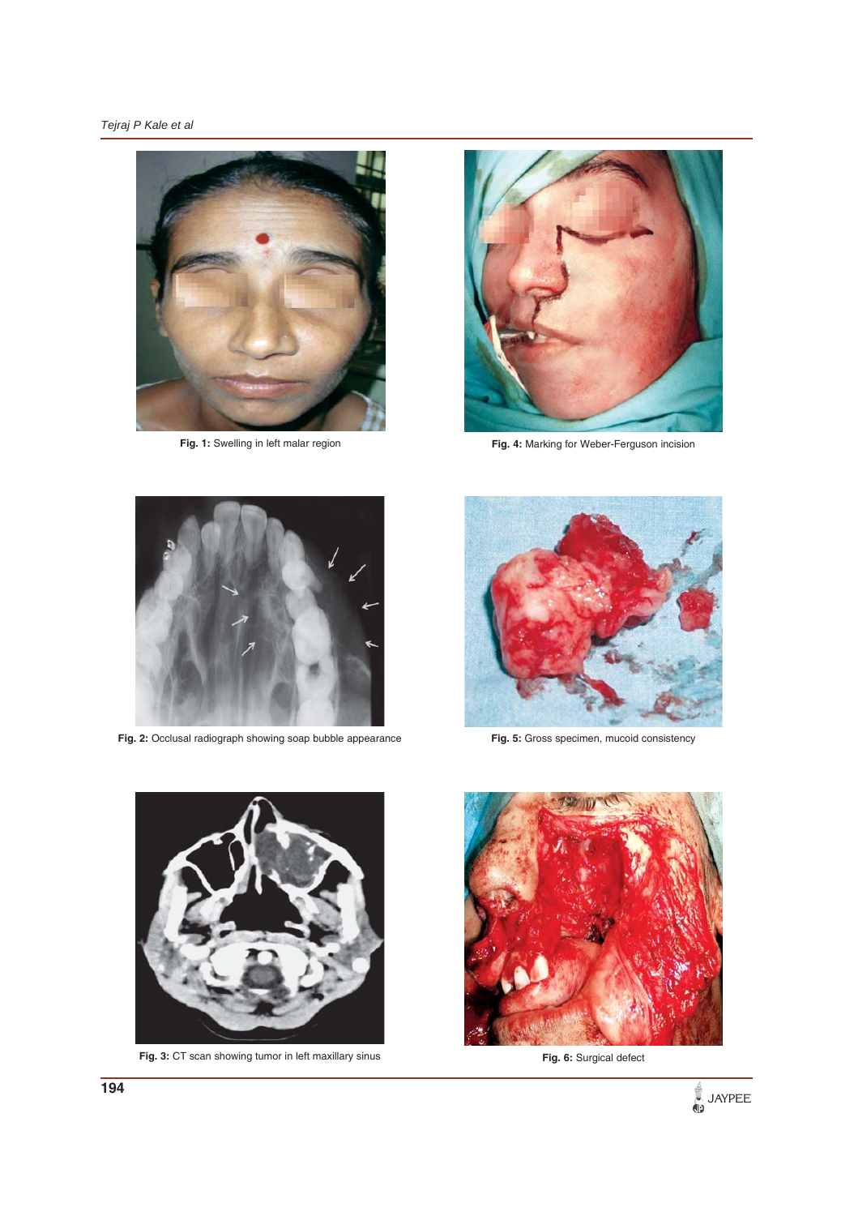Fig. 1: Swelling in left malar region

Fig. 4: Marking for Weber-Ferguson incision

Fig. 2: Occlusal radiograph showing soap bubble appearance

Fig. 5: Gross specimen, mucoid consistency

Fig. 3: CT scan showing tumor in left maxillary sinus

Fig. 6: Surgical defect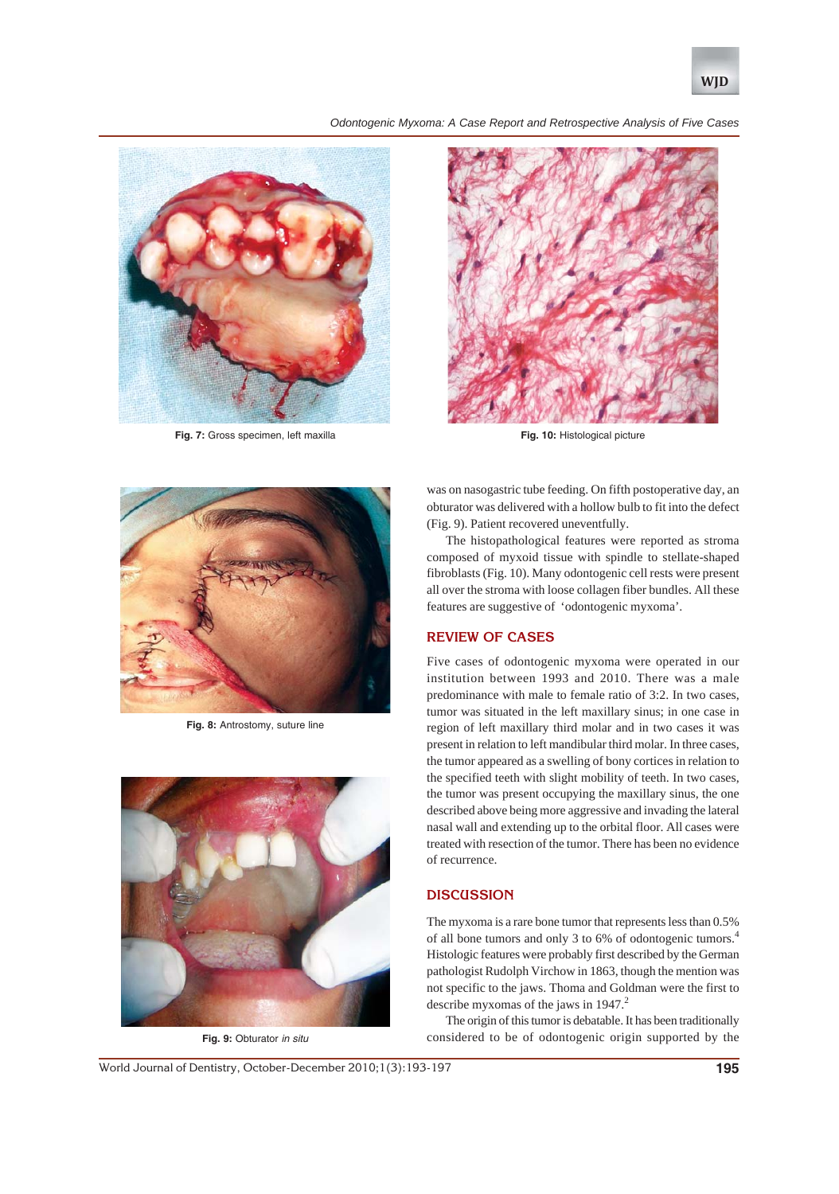Fig. 7: Gross specimen, left maxilla

Fig. 10: Histological picture

Fig. 8: Antrostomy, suture line

Fig. 9: Obturator *in situ*

was on nasogastric tube feeding. On fifth postoperative day, an obturator was delivered with a hollow bulb to fit into the defect (Fig. 9). Patient recovered uneventfully.

The histopathological features were reported as stroma composed of myxoid tissue with spindle to stellate-shaped fibroblasts (Fig. 10). Many odontogenic cell rests were present all over the stroma with loose collagen fiber bundles. All these features are suggestive of 'odontogenic myxoma'.

## REVIEW OF CASES

Five cases of odontogenic myxoma were operated in our institution between 1993 and 2010. There was a male predominance with male to female ratio of 3:2. In two cases, tumor was situated in the left maxillary sinus; in one case in region of left maxillary third molar and in two cases it was present in relation to left mandibular third molar. In three cases, the tumor appeared as a swelling of bony cortices in relation to the specified teeth with slight mobility of teeth. In two cases, the tumor was present occupying the maxillary sinus, the one described above being more aggressive and invading the lateral nasal wall and extending up to the orbital floor. All cases were treated with resection of the tumor. There has been no evidence of recurrence.

## DISCUSSION

The myxoma is a rare bone tumor that represents less than 0.5% of all bone tumors and only 3 to 6% of odontogenic tumors.[4] Histologic features were probably first described by the German pathologist Rudolph Virchow in 1863, though the mention was not specific to the jaws. Thoma and Goldman were the first to describe myxomas of the jaws in 1947.[2]

The origin of this tumor is debatable. It has been traditionally considered to be of odontogenic origin supported by the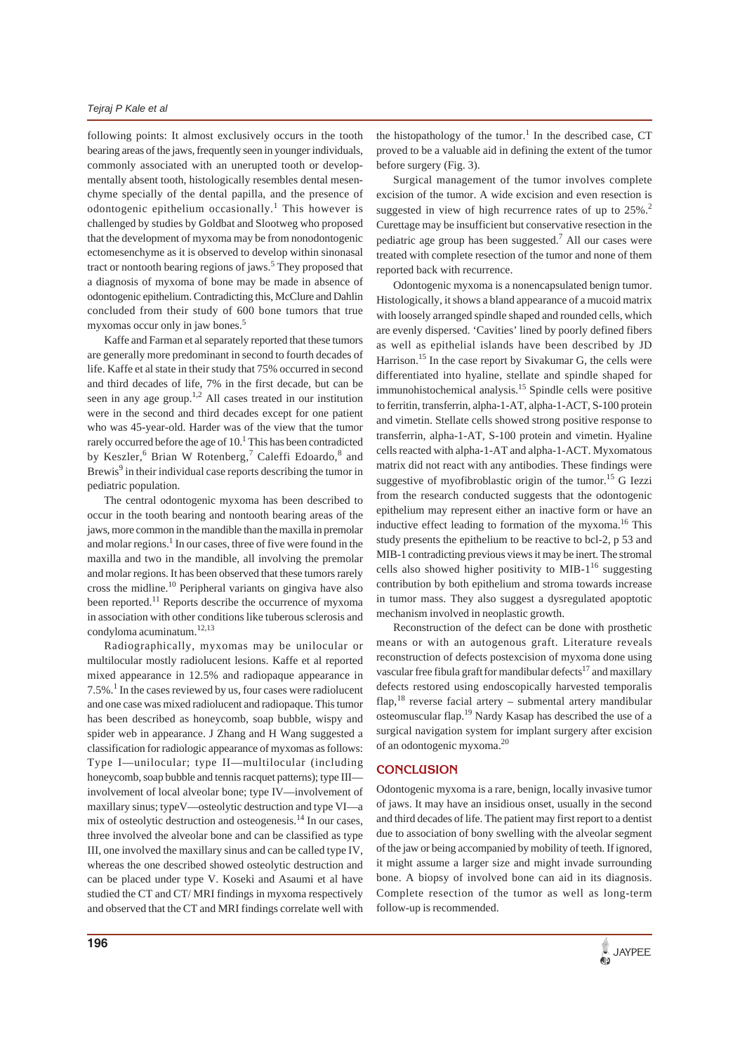following points: It almost exclusively occurs in the tooth bearing areas of the jaws, frequently seen in younger individuals, commonly associated with an unerupted tooth or developmentally absent tooth, histologically resembles dental mesenchyme specially of the dental papilla, and the presence of odontogenic epithelium occasionally.[1] This however is challenged by studies by Goldbat and Slootweg who proposed that the development of myxoma may be from nonodontogenic ectomesenchyme as it is observed to develop within sinonasal tract or nontooth bearing regions of jaws.[5] They proposed that a diagnosis of myxoma of bone may be made in absence of odontogenic epithelium. Contradicting this, McClure and Dahlin concluded from their study of 600 bone tumors that true myxomas occur only in jaw bones.[5]

Kaffe and Farman et al separately reported that these tumors are generally more predominant in second to fourth decades of life. Kaffe et al state in their study that 75% occurred in second and third decades of life, 7% in the first decade, but can be seen in any age group.[1,2] All cases treated in our institution were in the second and third decades except for one patient who was 45-year-old. Harder was of the view that the tumor rarely occurred before the age of 10.[1] This has been contradicted by Keszler,[6] Brian W Rotenberg,[7] Caleffi Edoardo,[8] and Brewis[9] in their individual case reports describing the tumor in pediatric population.

The central odontogenic myxoma has been described to occur in the tooth bearing and nontooth bearing areas of the jaws, more common in the mandible than the maxilla in premolar and molar regions.[1] In our cases, three of five were found in the maxilla and two in the mandible, all involving the premolar and molar regions. It has been observed that these tumors rarely cross the midline.[10] Peripheral variants on gingiva have also been reported.[11] Reports describe the occurrence of myxoma in association with other conditions like tuberous sclerosis and condyloma acuminatum.[12,13]

Radiographically, myxomas may be unilocular or multilocular mostly radiolucent lesions. Kaffe et al reported mixed appearance in 12.5% and radiopaque appearance in 7.5%.[1] In the cases reviewed by us, four cases were radiolucent and one case was mixed radiolucent and radiopaque. This tumor has been described as honeycomb, soap bubble, wispy and spider web in appearance. J Zhang and H Wang suggested a classification for radiologic appearance of myxomas as follows: Type I—unilocular; type II—multilocular (including honeycomb, soap bubble and tennis racquet patterns); type III—involvement of local alveolar bone; type IV—involvement of maxillary sinus; typeV—osteolytic destruction and type VI—a mix of osteolytic destruction and osteogenesis.[14] In our cases, three involved the alveolar bone and can be classified as type III, one involved the maxillary sinus and can be called type IV, whereas the one described showed osteolytic destruction and can be placed under type V. Koseki and Asaumi et al have studied the CT and CT/ MRI findings in myxoma respectively and observed that the CT and MRI findings correlate well with the histopathology of the tumor.[1] In the described case, CT proved to be a valuable aid in defining the extent of the tumor before surgery (Fig. 3).

Surgical management of the tumor involves complete excision of the tumor. A wide excision and even resection is suggested in view of high recurrence rates of up to 25%.[2] Curettage may be insufficient but conservative resection in the pediatric age group has been suggested.[7] All our cases were treated with complete resection of the tumor and none of them reported back with recurrence.

Odontogenic myxoma is a nonencapsulated benign tumor. Histologically, it shows a bland appearance of a mucoid matrix with loosely arranged spindle shaped and rounded cells, which are evenly dispersed. 'Cavities' lined by poorly defined fibers as well as epithelial islands have been described by JD Harrison.[15] In the case report by Sivakumar G, the cells were differentiated into hyaline, stellate and spindle shaped for immunohistochemical analysis.[15] Spindle cells were positive to ferritin, transferrin, alpha-1-AT, alpha-1-ACT, S-100 protein and vimetin. Stellate cells showed strong positive response to transferrin, alpha-1-AT, S-100 protein and vimetin. Hyaline cells reacted with alpha-1-AT and alpha-1-ACT. Myxomatous matrix did not react with any antibodies. These findings were suggestive of myofibroblastic origin of the tumor.[15] G Iezzi from the research conducted suggests that the odontogenic epithelium may represent either an inactive form or have an inductive effect leading to formation of the myxoma.[16] This study presents the epithelium to be reactive to bcl-2, p 53 and MIB-1 contradicting previous views it may be inert. The stromal cells also showed higher positivity to MIB-1[16] suggesting contribution by both epithelium and stroma towards increase in tumor mass. They also suggest a dysregulated apoptotic mechanism involved in neoplastic growth.

Reconstruction of the defect can be done with prosthetic means or with an autogenous graft. Literature reveals reconstruction of defects postexcision of myxoma done using vascular free fibula graft for mandibular defects[17] and maxillary defects restored using endoscopically harvested temporalis flap,[18] reverse facial artery – submental artery mandibular osteomuscular flap.[19] Nardy Kasap has described the use of a surgical navigation system for implant surgery after excision of an odontogenic myxoma.[20]

## CONCLUSION

Odontogenic myxoma is a rare, benign, locally invasive tumor of jaws. It may have an insidious onset, usually in the second and third decades of life. The patient may first report to a dentist due to association of bony swelling with the alveolar segment of the jaw or being accompanied by mobility of teeth. If ignored, it might assume a larger size and might invade surrounding bone. A biopsy of involved bone can aid in its diagnosis. Complete resection of the tumor as well as long-term follow-up is recommended.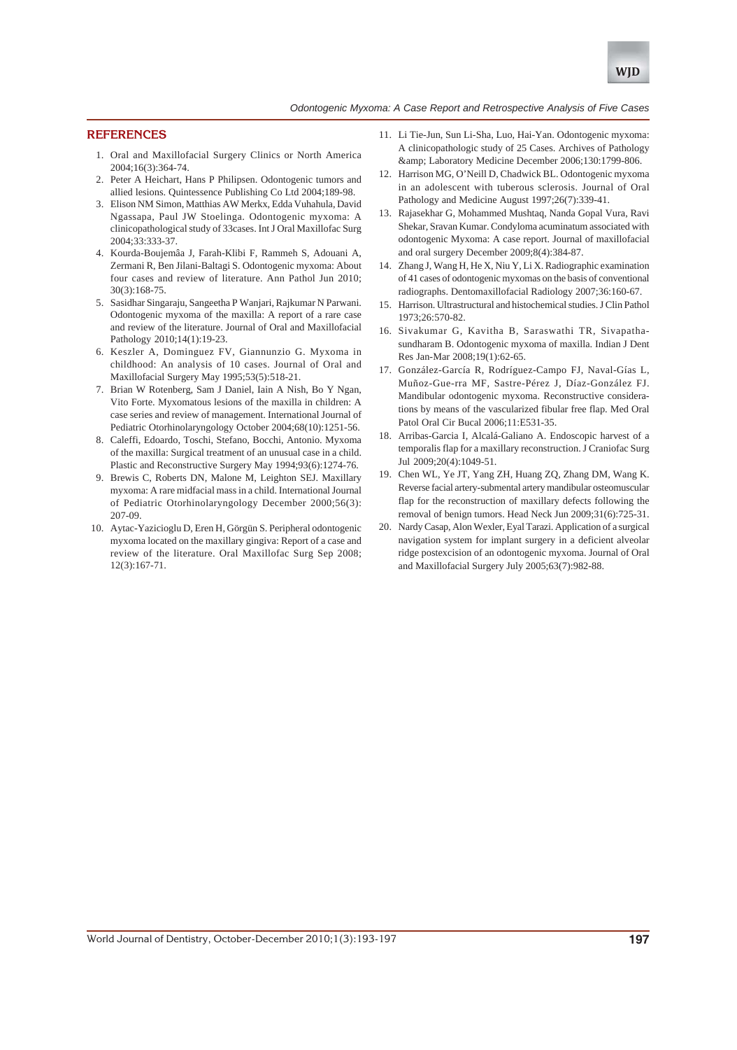## REFERENCES

1. Oral and Maxillofacial Surgery Clinics or North America 2004;16(3):364-74.
2. Peter A Heichart, Hans P Philipsen. Odontogenic tumors and allied lesions. Quintessence Publishing Co Ltd 2004;189-98.
3. Elison NM Simon, Matthias AW Merkx, Edda Vuhahula, David Ngassapa, Paul JW Stoelinga. Odontogenic myxoma: A clinicopathological study of 33cases. Int J Oral Maxillofac Surg 2004;33:333-37.
4. Kourda-Boujemâa J, Farah-Klibi F, Rammeh S, Adouani A, Zermani R, Ben Jilani-Baltagi S. Odontogenic myxoma: About four cases and review of literature. Ann Pathol Jun 2010; 30(3):168-75.
5. Sasidhar Singaraju, Sangeetha P Wanjari, Rajkumar N Parwani. Odontogenic myxoma of the maxilla: A report of a rare case and review of the literature. Journal of Oral and Maxillofacial Pathology 2010;14(1):19-23.
6. Keszler A, Dominguez FV, Giannunzio G. Myxoma in childhood: An analysis of 10 cases. Journal of Oral and Maxillofacial Surgery May 1995;53(5):518-21.
7. Brian W Rotenberg, Sam J Daniel, Iain A Nish, Bo Y Ngan, Vito Forte. Myxomatous lesions of the maxilla in children: A case series and review of management. International Journal of Pediatric Otorhinolaryngology October 2004;68(10):1251-56.
8. Caleffi, Edoardo, Toschi, Stefano, Bocchi, Antonio. Myxoma of the maxilla: Surgical treatment of an unusual case in a child. Plastic and Reconstructive Surgery May 1994;93(6):1274-76.
9. Brewis C, Roberts DN, Malone M, Leighton SEJ. Maxillary myxoma: A rare midfacial mass in a child. International Journal of Pediatric Otorhinolaryngology December 2000;56(3): 207-09.
10. Aytac-Yazicioglu D, Eren H, Görgün S. Peripheral odontogenic myxoma located on the maxillary gingiva: Report of a case and review of the literature. Oral Maxillofac Surg Sep 2008; 12(3):167-71.
11. Li Tie-Jun, Sun Li-Sha, Luo, Hai-Yan. Odontogenic myxoma: A clinicopathologic study of 25 Cases. Archives of Pathology &amp; Laboratory Medicine December 2006;130:1799-806.
12. Harrison MG, O'Neill D, Chadwick BL. Odontogenic myxoma in an adolescent with tuberous sclerosis. Journal of Oral Pathology and Medicine August 1997;26(7):339-41.
13. Rajasekhar G, Mohammed Mushtaq, Nanda Gopal Vura, Ravi Shekar, Sravan Kumar. Condyloma acuminatum associated with odontogenic Myxoma: A case report. Journal of maxillofacial and oral surgery December 2009;8(4):384-87.
14. Zhang J, Wang H, He X, Niu Y, Li X. Radiographic examination of 41 cases of odontogenic myxomas on the basis of conventional radiographs. Dentomaxillofacial Radiology 2007;36:160-67.
15. Harrison. Ultrastructural and histochemical studies. J Clin Pathol 1973;26:570-82.
16. Sivakumar G, Kavitha B, Saraswathi TR, Sivapathasundharam B. Odontogenic myxoma of maxilla. Indian J Dent Res Jan-Mar 2008;19(1):62-65.
17. González-García R, Rodríguez-Campo FJ, Naval-Gías L, Muñoz-Gue-rra MF, Sastre-Pérez J, Díaz-González FJ. Mandibular odontogenic myxoma. Reconstructive considerations by means of the vascularized fibular free flap. Med Oral Patol Oral Cir Bucal 2006;11:E531-35.
18. Arribas-Garcia I, Alcalá-Galiano A. Endoscopic harvest of a temporalis flap for a maxillary reconstruction. J Craniofac Surg Jul 2009;20(4):1049-51.
19. Chen WL, Ye JT, Yang ZH, Huang ZQ, Zhang DM, Wang K. Reverse facial artery-submental artery mandibular osteomuscular flap for the reconstruction of maxillary defects following the removal of benign tumors. Head Neck Jun 2009;31(6):725-31.
20. Nardy Casap, Alon Wexler, Eyal Tarazi. Application of a surgical navigation system for implant surgery in a deficient alveolar ridge postexcision of an odontogenic myxoma. Journal of Oral and Maxillofacial Surgery July 2005;63(7):982-88.